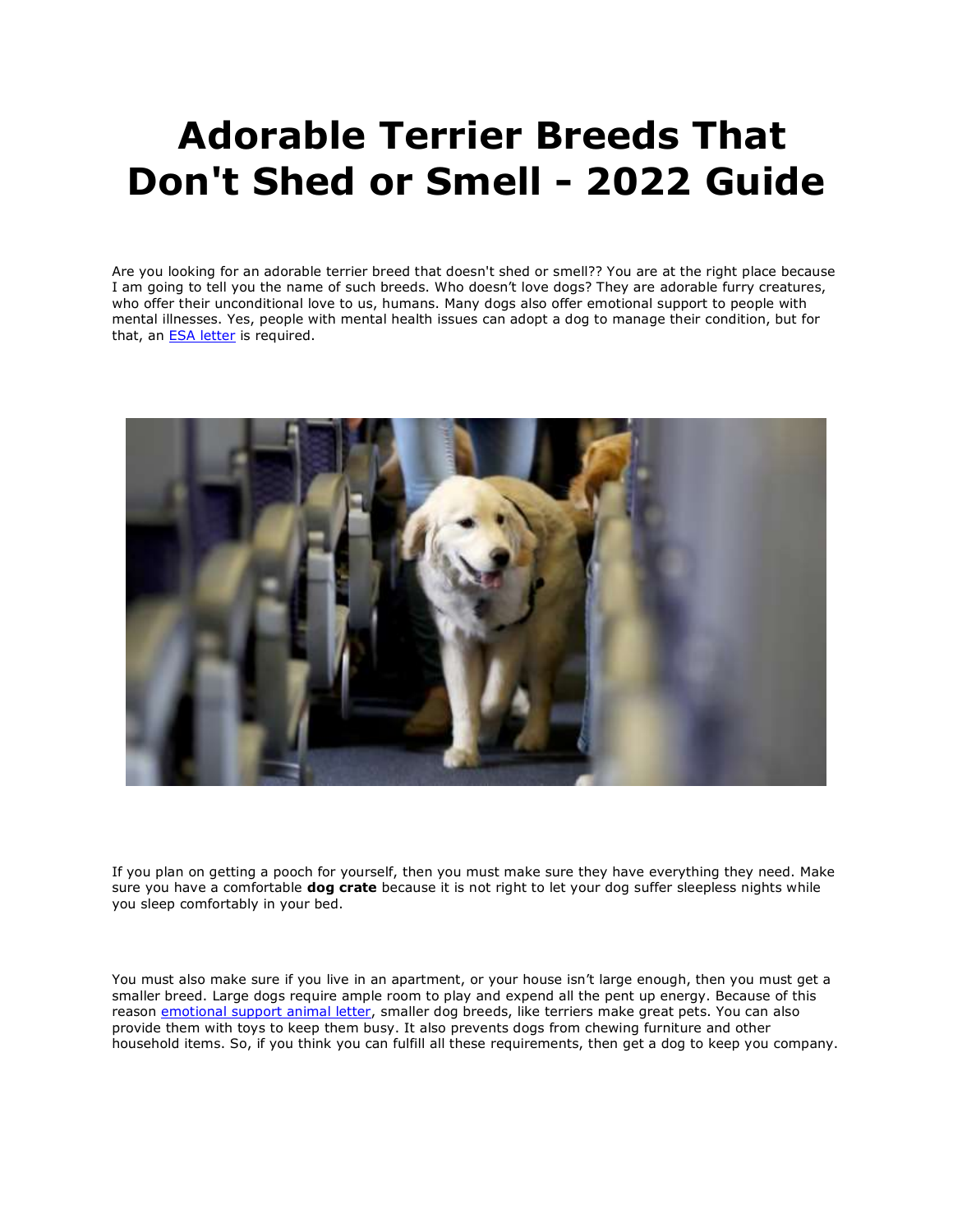# Adorable Terrier Breeds That Don't Shed or Smell - 2022 Guide

Are you looking for an adorable terrier breed that doesn't shed or smell?? You are at the right place because I am going to tell you the name of such breeds. Who doesn't love dogs? They are adorable furry creatures, who offer their unconditional love to us, humans. Many dogs also offer emotional support to people with mental illnesses. Yes, people with mental health issues can adopt a dog to manage their condition, but for that, an [ESA letter]() is required.

If you plan on getting a pooch for yourself, then you must make sure they have everything they need. Make sure you have a comfortable **dog crate** because it is not right to let your dog suffer sleepless nights while you sleep comfortably in your bed.

You must also make sure if you live in an apartment, or your house isn't large enough, then you must get a smaller breed. Large dogs require ample room to play and expend all the pent up energy. Because of this reason [emotional support animal letter](), smaller dog breeds, like terriers make great pets. You can also provide them with toys to keep them busy. It also prevents dogs from chewing furniture and other household items. So, if you think you can fulfill all these requirements, then get a dog to keep you company.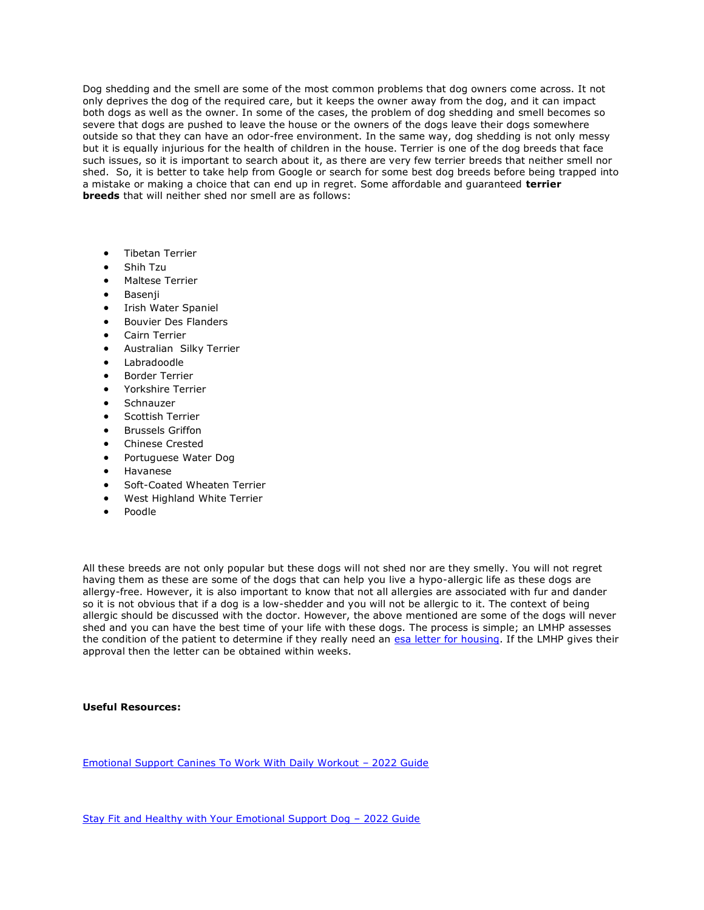Dog shedding and the smell are some of the most common problems that dog owners come across. It not only deprives the dog of the required care, but it keeps the owner away from the dog, and it can impact both dogs as well as the owner. In some of the cases, the problem of dog shedding and smell becomes so severe that dogs are pushed to leave the house or the owners of the dogs leave their dogs somewhere outside so that they can have an odor-free environment. In the same way, dog shedding is not only messy but it is equally injurious for the health of children in the house. Terrier is one of the dog breeds that face such issues, so it is important to search about it, as there are very few terrier breeds that neither smell nor shed. So, it is better to take help from Google or search for some best dog breeds before being trapped into a mistake or making a choice that can end up in regret. Some affordable and guaranteed **terrier breeds** that will neither shed nor smell are as follows:

- Tibetan Terrier
- Shih Tzu
- Maltese Terrier
- Basenji
- Irish Water Spaniel
- Bouvier Des Flanders
- Cairn Terrier
- Australian Silky Terrier
- Labradoodle
- Border Terrier
- Yorkshire Terrier
- Schnauzer
- Scottish Terrier
- Brussels Griffon
- Chinese Crested
- Portuguese Water Dog
- Havanese
- Soft-Coated Wheaten Terrier
- West Highland White Terrier
- Poodle

All these breeds are not only popular but these dogs will not shed nor are they smelly. You will not regret having them as these are some of the dogs that can help you live a hypo-allergic life as these dogs are allergy-free. However, it is also important to know that not all allergies are associated with fur and dander so it is not obvious that if a dog is a low-shedder and you will not be allergic to it. The context of being allergic should be discussed with the doctor. However, the above mentioned are some of the dogs will never shed and you can have the best time of your life with these dogs. The process is simple; an LMHP assesses the condition of the patient to determine if they really need an [esa letter for housing](). If the LMHP gives their approval then the letter can be obtained within weeks.

**Useful Resources:**

[Emotional Support Canines To Work With Daily Workout – 2022 Guide]()

[Stay Fit and Healthy with Your Emotional Support Dog – 2022 Guide]()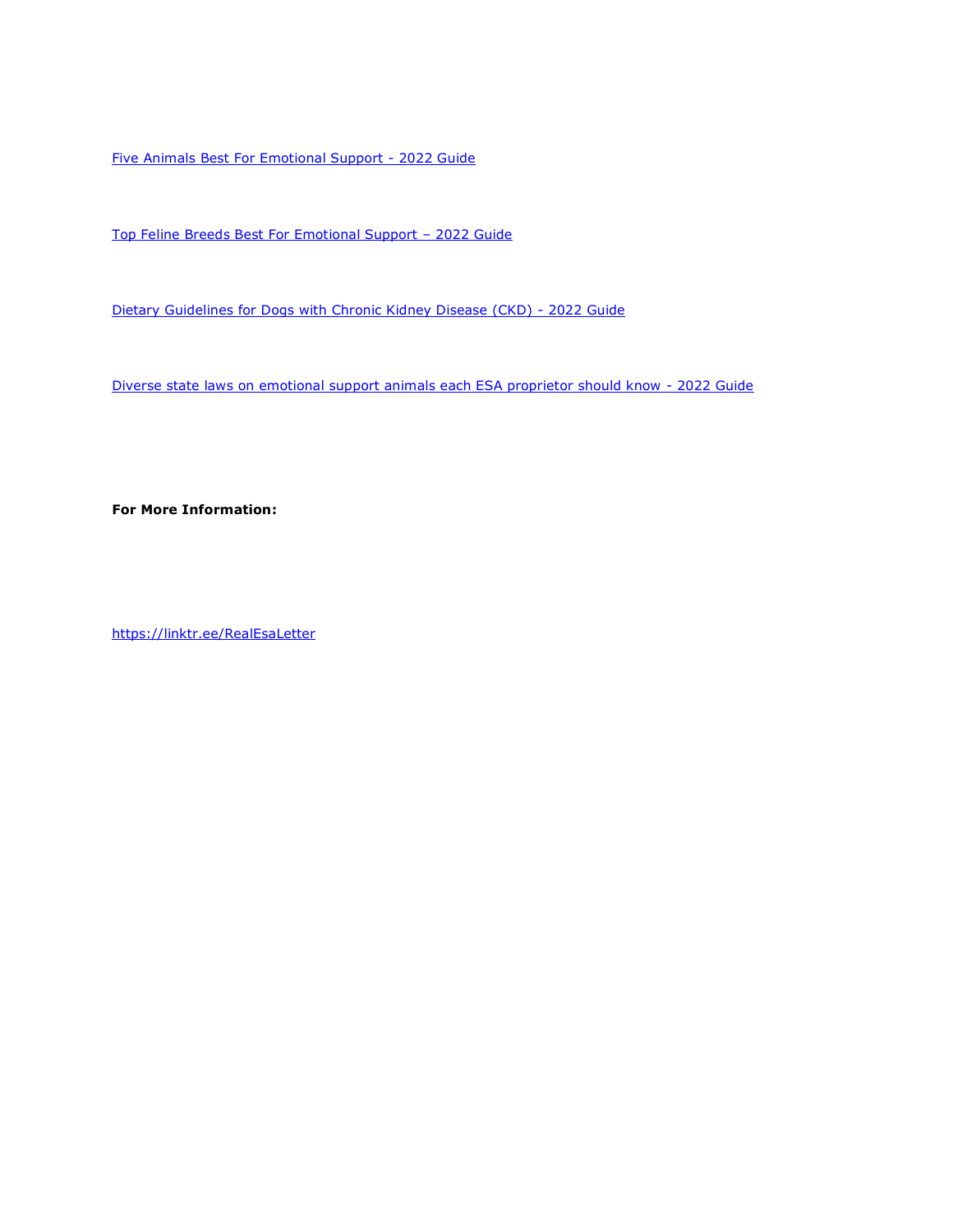[Five Animals Best For Emotional Support - 2022 Guide]

[Top Feline Breeds Best For Emotional Support – 2022 Guide]

[Dietary Guidelines for Dogs with Chronic Kidney Disease (CKD) - 2022 Guide]

[Diverse state laws on emotional support animals each ESA proprietor should know - 2022 Guide]

**For More Information:**

https://linktr.ee/RealEsaLetter